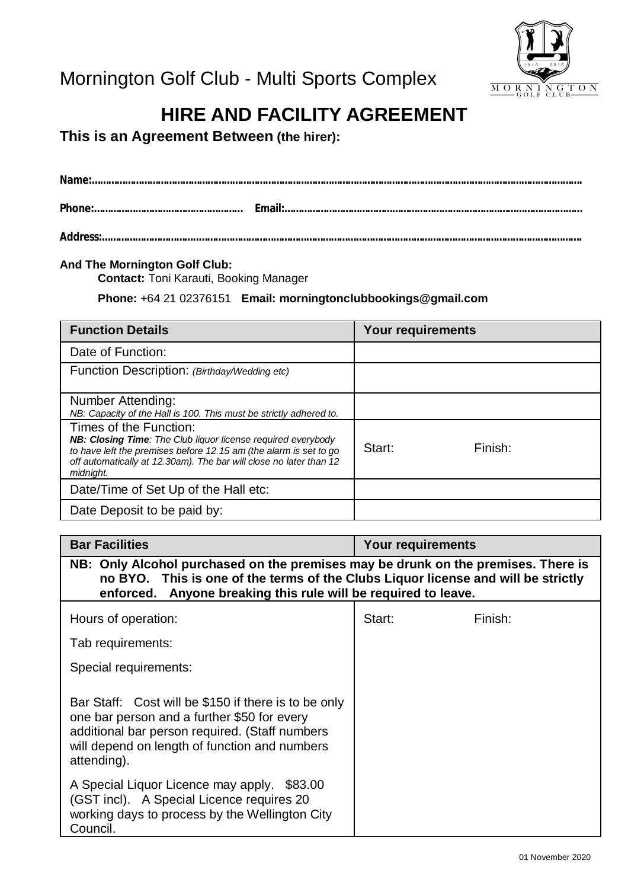Mornington Golf Club - Multi Sports Complex

# HIRE AND FACILITY AGREEMENT

**This is an Agreement Between (the hirer):**

**Name:**.......................................................................................................................................................................

**Phone:**...................................................... **Email:**.........................................................................................................

**Address:**...................................................................................................................................................................

**And The Mornington Golf Club:**

**Contact:** Toni Karauti, Booking Manager

**Phone:** +64 21 02376151 **Email: morningtonclubbookings@gmail.com**

| **Function Details** | **Your requirements** |
|---|---|
| Date of Function: | |
| Function Description: *(Birthday/Wedding etc)* | |
| Number Attending: *NB: Capacity of the Hall is 100. This must be strictly adhered to.* | |
| Times of the Function: ***NB: Closing Time**: The Club liquor license required everybody to have left the premises before 12.15 am (the alarm is set to go off automatically at 12.30am). The bar will close no later than 12 midnight.* | Start: Finish: |
| Date/Time of Set Up of the Hall etc: | |
| Date Deposit to be paid by: | |

| **Bar Facilities** | **Your requirements** |
|---|---|
| **NB: Only Alcohol purchased on the premises may be drunk on the premises. There is no BYO. This is one of the terms of the Clubs Liquor license and will be strictly enforced. Anyone breaking this rule will be required to leave.** | |
| Hours of operation: | Start: Finish: |
| Tab requirements: | |
| Special requirements: | |
| Bar Staff: Cost will be $150 if there is to be only one bar person and a further $50 for every additional bar person required. (Staff numbers will depend on length of function and numbers attending). | |
| A Special Liquor Licence may apply. $83.00 (GST incl). A Special Licence requires 20 working days to process by the Wellington City Council. | |

01 November 2020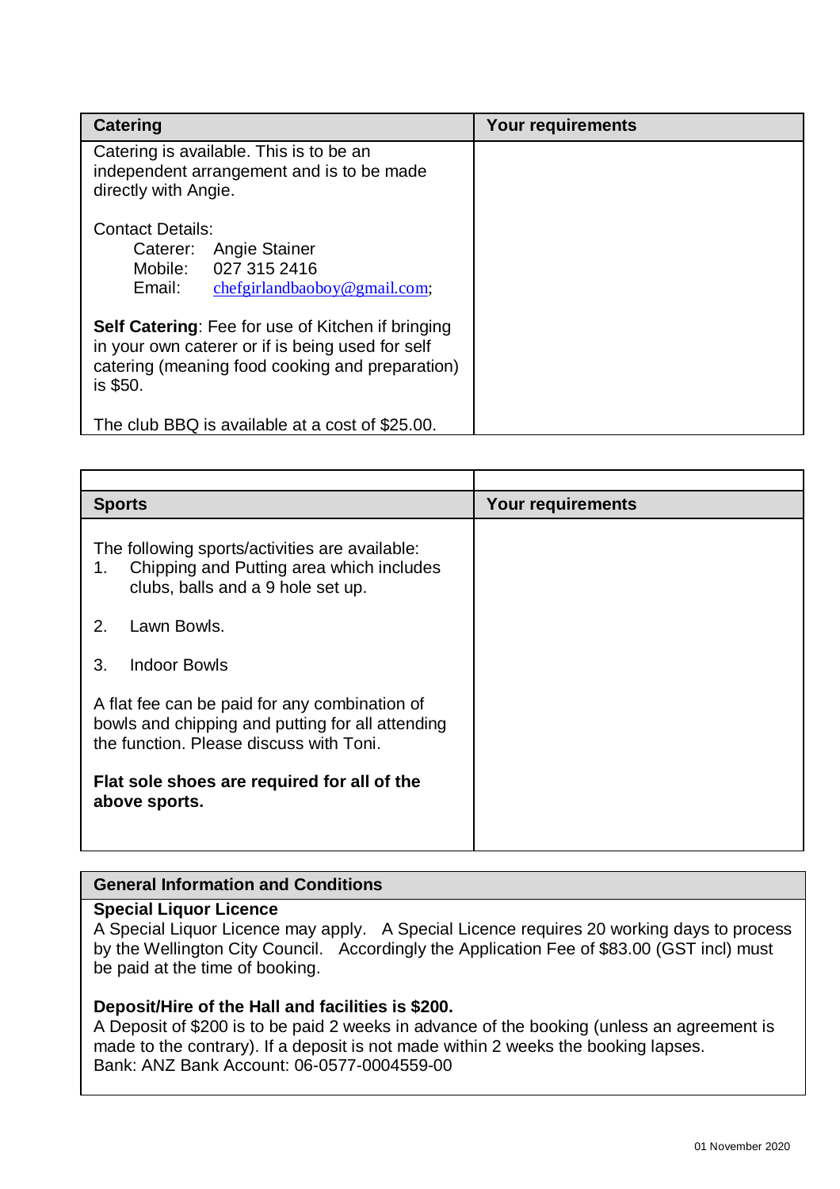| Catering | Your requirements |
| --- | --- |
| Catering is available. This is to be an independent arrangement and is to be made directly with Angie.<br><br>Contact Details:<br>Caterer: Angie Stainer<br>Mobile: 027 315 2416<br>Email: chefgirlandbaoboy@gmail.com;<br><br>**Self Catering**: Fee for use of Kitchen if bringing in your own caterer or if is being used for self catering (meaning food cooking and preparation) is $50.<br><br>The club BBQ is available at a cost of $25.00. | |

| | |
| --- | --- |
| **Sports** | **Your requirements** |
| The following sports/activities are available:<br>1. Chipping and Putting area which includes clubs, balls and a 9 hole set up.<br>2. Lawn Bowls.<br>3. Indoor Bowls<br><br>A flat fee can be paid for any combination of bowls and chipping and putting for all attending the function. Please discuss with Toni.<br><br>**Flat sole shoes are required for all of the above sports.** | |

## General Information and Conditions

**Special Liquor Licence**
A Special Liquor Licence may apply. A Special Licence requires 20 working days to process by the Wellington City Council. Accordingly the Application Fee of $83.00 (GST incl) must be paid at the time of booking.

**Deposit/Hire of the Hall and facilities is $200.**
A Deposit of $200 is to be paid 2 weeks in advance of the booking (unless an agreement is made to the contrary). If a deposit is not made within 2 weeks the booking lapses.
Bank: ANZ Bank Account: 06-0577-0004559-00

01 November 2020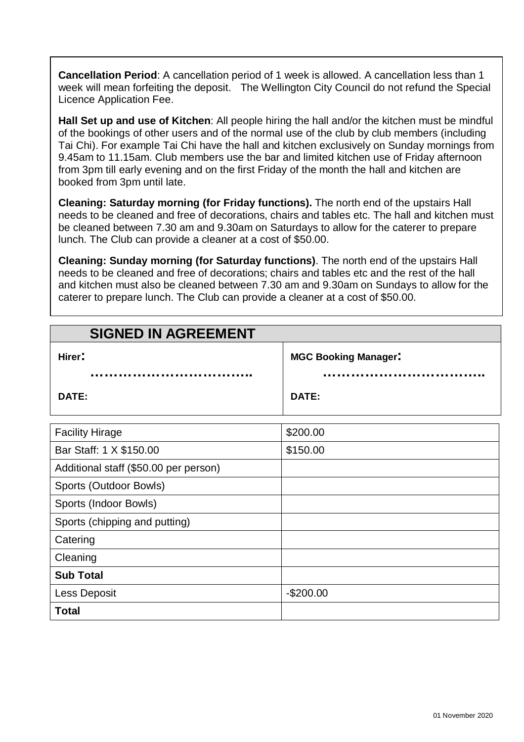**Cancellation Period**: A cancellation period of 1 week is allowed. A cancellation less than 1 week will mean forfeiting the deposit. The Wellington City Council do not refund the Special Licence Application Fee.

**Hall Set up and use of Kitchen**: All people hiring the hall and/or the kitchen must be mindful of the bookings of other users and of the normal use of the club by club members (including Tai Chi). For example Tai Chi have the hall and kitchen exclusively on Sunday mornings from 9.45am to 11.15am. Club members use the bar and limited kitchen use of Friday afternoon from 3pm till early evening and on the first Friday of the month the hall and kitchen are booked from 3pm until late.

**Cleaning: Saturday morning (for Friday functions).** The north end of the upstairs Hall needs to be cleaned and free of decorations, chairs and tables etc. The hall and kitchen must be cleaned between 7.30 am and 9.30am on Saturdays to allow for the caterer to prepare lunch. The Club can provide a cleaner at a cost of $50.00.

**Cleaning: Sunday morning (for Saturday functions)**. The north end of the upstairs Hall needs to be cleaned and free of decorations; chairs and tables etc and the rest of the hall and kitchen must also be cleaned between 7.30 am and 9.30am on Sundays to allow for the caterer to prepare lunch. The Club can provide a cleaner at a cost of $50.00.

## SIGNED IN AGREEMENT

| | |
|---|---|
| **Hirer:** …………………………….. | **MGC Booking Manager:** …………………………….. |
| **DATE:** | **DATE:** |

| | |
|---|---|
| Facility Hirage | $200.00 |
| Bar Staff: 1 X $150.00 | $150.00 |
| Additional staff ($50.00 per person) | |
| Sports (Outdoor Bowls) | |
| Sports (Indoor Bowls) | |
| Sports (chipping and putting) | |
| Catering | |
| Cleaning | |
| **Sub Total** | |
| Less Deposit | -$200.00 |
| **Total** | |

01 November 2020